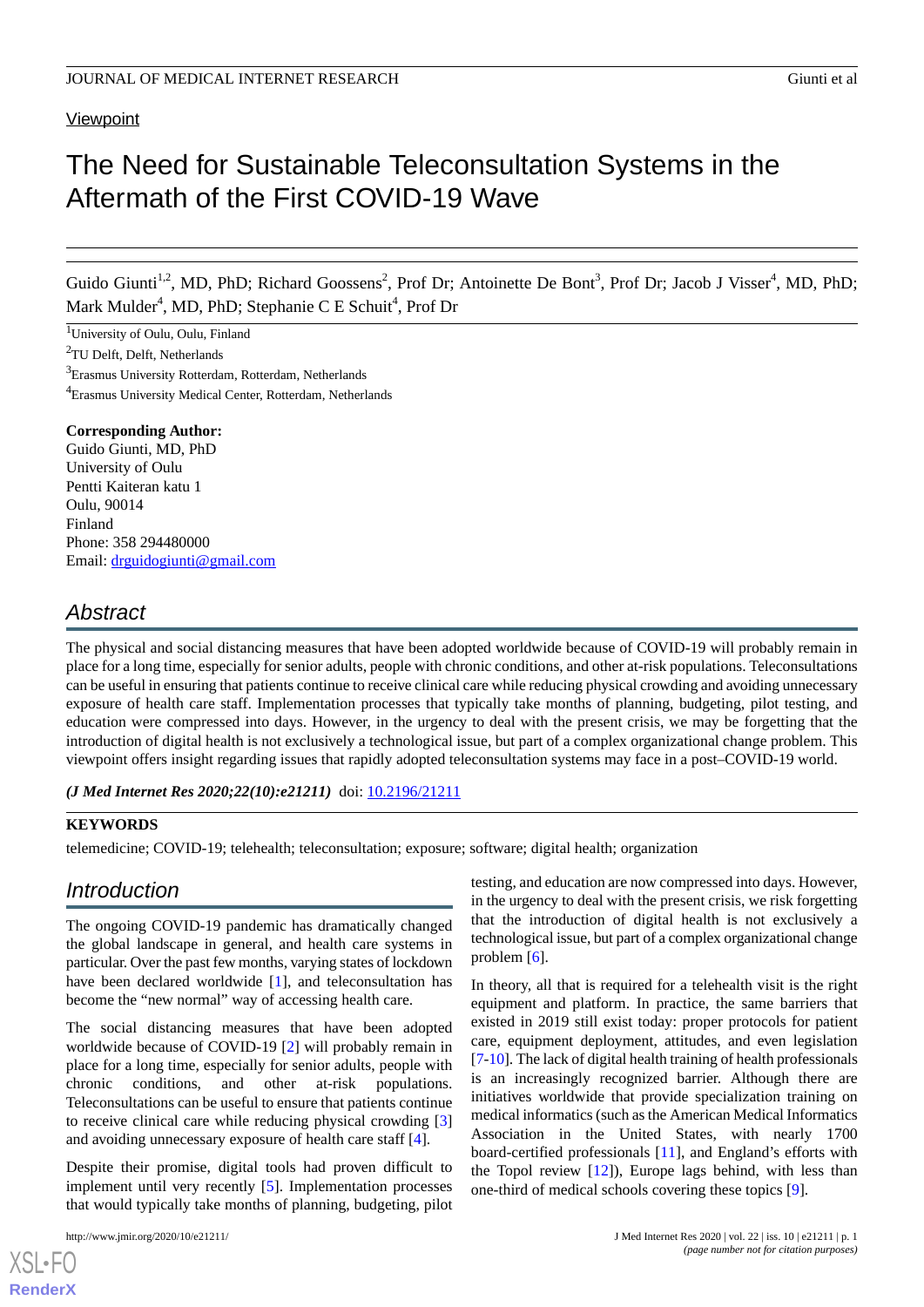Viewpoint

# The Need for Sustainable Teleconsultation Systems in the Aftermath of the First COVID-19 Wave

Guido Giunti[1,2], MD, PhD; Richard Goossens[2], Prof Dr; Antoinette De Bont[3], Prof Dr; Jacob J Visser[4], MD, PhD; Mark Mulder[4], MD, PhD; Stephanie C E Schuit[4], Prof Dr

[1]University of Oulu, Oulu, Finland

[2]TU Delft, Delft, Netherlands

[3]Erasmus University Rotterdam, Rotterdam, Netherlands

[4]Erasmus University Medical Center, Rotterdam, Netherlands

**Corresponding Author:**
Guido Giunti, MD, PhD
University of Oulu
Pentti Kaiteran katu 1
Oulu, 90014
Finland
Phone: 358 294480000
Email: drguidogiunti@gmail.com

## Abstract

The physical and social distancing measures that have been adopted worldwide because of COVID-19 will probably remain in place for a long time, especially for senior adults, people with chronic conditions, and other at-risk populations. Teleconsultations can be useful in ensuring that patients continue to receive clinical care while reducing physical crowding and avoiding unnecessary exposure of health care staff. Implementation processes that typically take months of planning, budgeting, pilot testing, and education were compressed into days. However, in the urgency to deal with the present crisis, we may be forgetting that the introduction of digital health is not exclusively a technological issue, but part of a complex organizational change problem. This viewpoint offers insight regarding issues that rapidly adopted teleconsultation systems may face in a post–COVID-19 world.

***(J Med Internet Res 2020;22(10):e21211)*** doi: 10.2196/21211

**KEYWORDS**

telemedicine; COVID-19; telehealth; teleconsultation; exposure; software; digital health; organization

## Introduction

The ongoing COVID-19 pandemic has dramatically changed the global landscape in general, and health care systems in particular. Over the past few months, varying states of lockdown have been declared worldwide [1], and teleconsultation has become the "new normal" way of accessing health care.

The social distancing measures that have been adopted worldwide because of COVID-19 [2] will probably remain in place for a long time, especially for senior adults, people with chronic conditions, and other at-risk populations. Teleconsultations can be useful to ensure that patients continue to receive clinical care while reducing physical crowding [3] and avoiding unnecessary exposure of health care staff [4].

Despite their promise, digital tools had proven difficult to implement until very recently [5]. Implementation processes that would typically take months of planning, budgeting, pilot testing, and education are now compressed into days. However, in the urgency to deal with the present crisis, we risk forgetting that the introduction of digital health is not exclusively a technological issue, but part of a complex organizational change problem [6].

In theory, all that is required for a telehealth visit is the right equipment and platform. In practice, the same barriers that existed in 2019 still exist today: proper protocols for patient care, equipment deployment, attitudes, and even legislation [7-10]. The lack of digital health training of health professionals is an increasingly recognized barrier. Although there are initiatives worldwide that provide specialization training on medical informatics (such as the American Medical Informatics Association in the United States, with nearly 1700 board-certified professionals [11], and England's efforts with the Topol review [12]), Europe lags behind, with less than one-third of medical schools covering these topics [9].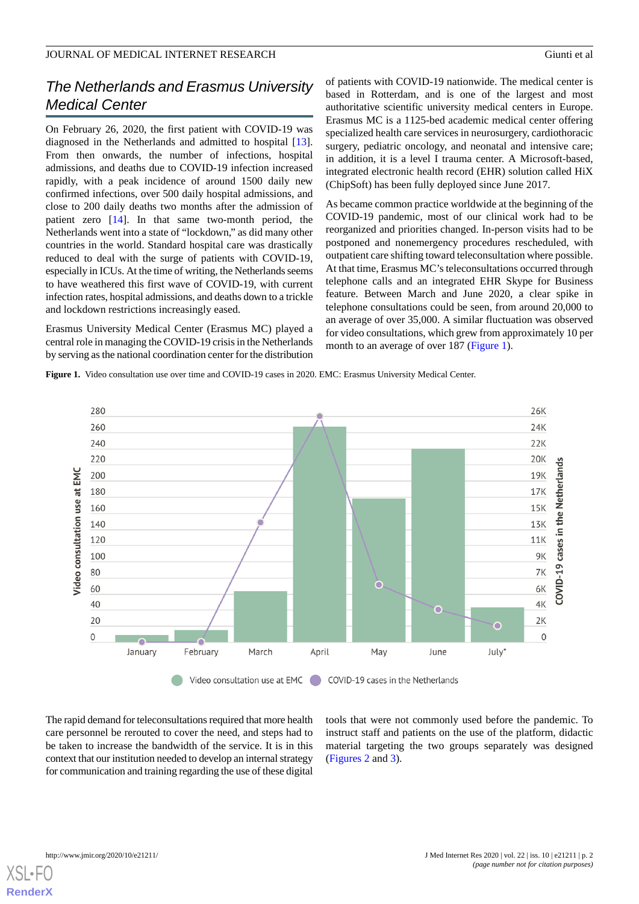## The Netherlands and Erasmus University Medical Center

On February 26, 2020, the first patient with COVID-19 was diagnosed in the Netherlands and admitted to hospital [13]. From then onwards, the number of infections, hospital admissions, and deaths due to COVID-19 infection increased rapidly, with a peak incidence of around 1500 daily new confirmed infections, over 500 daily hospital admissions, and close to 200 daily deaths two months after the admission of patient zero [14]. In that same two-month period, the Netherlands went into a state of "lockdown," as did many other countries in the world. Standard hospital care was drastically reduced to deal with the surge of patients with COVID-19, especially in ICUs. At the time of writing, the Netherlands seems to have weathered this first wave of COVID-19, with current infection rates, hospital admissions, and deaths down to a trickle and lockdown restrictions increasingly eased.

Erasmus University Medical Center (Erasmus MC) played a central role in managing the COVID-19 crisis in the Netherlands by serving as the national coordination center for the distribution of patients with COVID-19 nationwide. The medical center is based in Rotterdam, and is one of the largest and most authoritative scientific university medical centers in Europe. Erasmus MC is a 1125-bed academic medical center offering specialized health care services in neurosurgery, cardiothoracic surgery, pediatric oncology, and neonatal and intensive care; in addition, it is a level I trauma center. A Microsoft-based, integrated electronic health record (EHR) solution called HiX (ChipSoft) has been fully deployed since June 2017.

As became common practice worldwide at the beginning of the COVID-19 pandemic, most of our clinical work had to be reorganized and priorities changed. In-person visits had to be postponed and nonemergency procedures rescheduled, with outpatient care shifting toward teleconsultation where possible. At that time, Erasmus MC's teleconsultations occurred through telephone calls and an integrated EHR Skype for Business feature. Between March and June 2020, a clear spike in telephone consultations could be seen, from around 20,000 to an average of over 35,000. A similar fluctuation was observed for video consultations, which grew from approximately 10 per month to an average of over 187 (Figure 1).

**Figure 1.** Video consultation use over time and COVID-19 cases in 2020. EMC: Erasmus University Medical Center.

The rapid demand for teleconsultations required that more health care personnel be rerouted to cover the need, and steps had to be taken to increase the bandwidth of the service. It is in this context that our institution needed to develop an internal strategy for communication and training regarding the use of these digital tools that were not commonly used before the pandemic. To instruct staff and patients on the use of the platform, didactic material targeting the two groups separately was designed (Figures 2 and 3).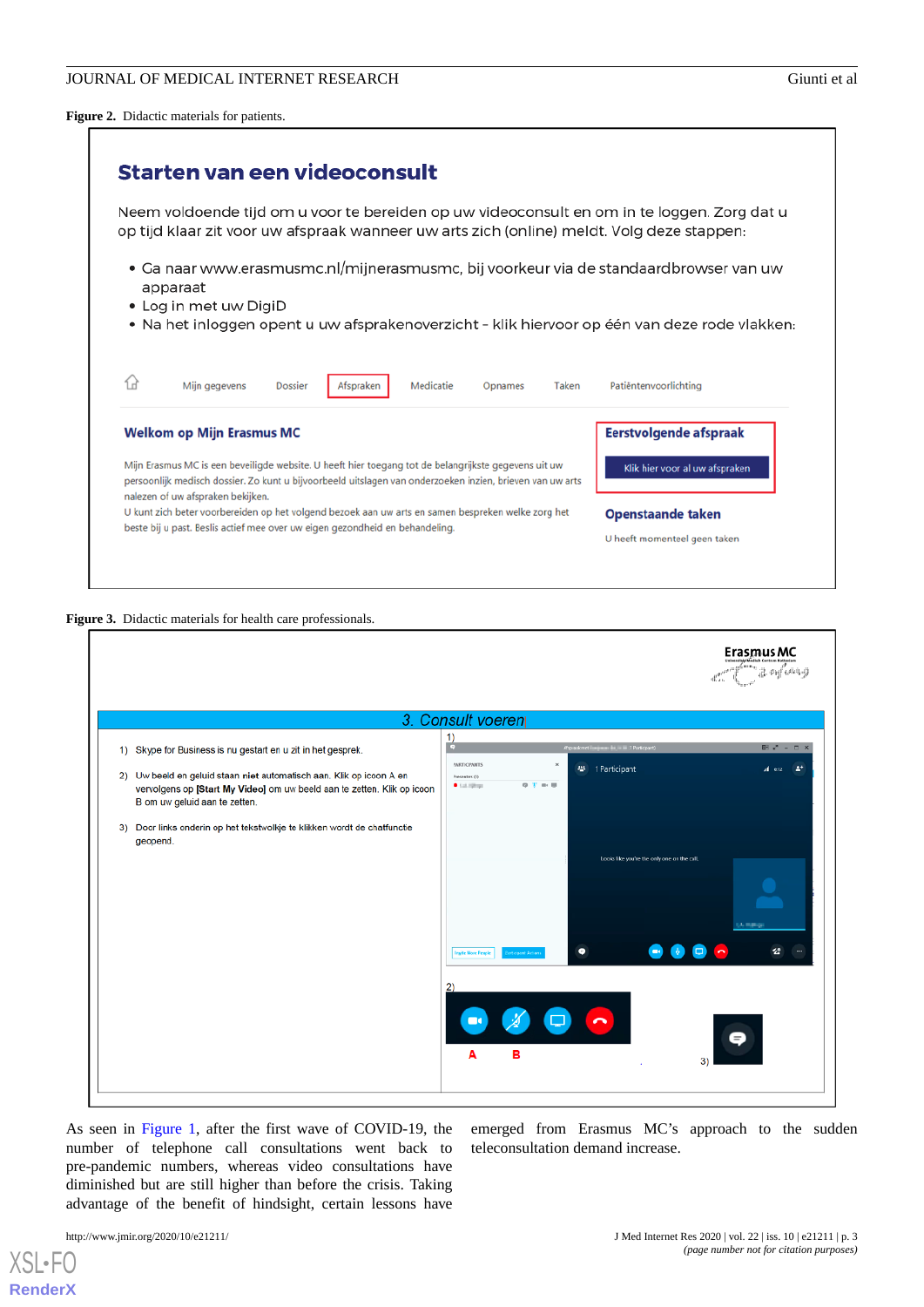**Figure 2.** Didactic materials for patients.

## Starten van een videoconsult

Neem voldoende tijd om u voor te bereiden op uw videoconsult en om in te loggen. Zorg dat u op tijd klaar zit voor uw afspraak wanneer uw arts zich (online) meldt. Volg deze stappen:

- Ga naar www.erasmusmc.nl/mijnerasmusmc, bij voorkeur via de standaardbrowser van uw apparaat
- Log in met uw DigiD
- Na het inloggen opent u uw afsprakenoverzicht - klik hiervoor op één van deze rode vlakken:

Mijn gegevens | Dossier | Afspraken | Medicatie | Opnames | Taken | Patiëntenvoorlichting

**Welkom op Mijn Erasmus MC**

Mijn Erasmus MC is een beveiligde website. U heeft hier toegang tot de belangrijkste gegevens uit uw persoonlijk medisch dossier. Zo kunt u bijvoorbeeld uitslagen van onderzoeken inzien, brieven van uw arts nalezen of uw afspraken bekijken.
U kunt zich beter voorbereiden op het volgend bezoek aan uw arts en samen bespreken welke zorg het beste bij u past. Beslis actief mee over uw eigen gezondheid en behandeling.

**Eerstvolgende afspraak**

Klik hier voor al uw afspraken

**Openstaande taken**

U heeft momenteel geen taken

**Figure 3.** Didactic materials for health care professionals.

Erasmus MC

3. Consult voeren

1) Skype for Business is nu gestart en u zit in het gesprek.

2) Uw beeld en geluid staan niet automatisch aan. Klik op icoon A en vervolgens op [Start My Video] om uw beeld aan te zetten. Klik op icoon B om uw geluid aan te zetten.

3) Door links onderin op het tekstwolkje te klikken wordt de chatfunctie geopend.

As seen in Figure 1, after the first wave of COVID-19, the number of telephone call consultations went back to pre-pandemic numbers, whereas video consultations have diminished but are still higher than before the crisis. Taking advantage of the benefit of hindsight, certain lessons have emerged from Erasmus MC's approach to the sudden teleconsultation demand increase.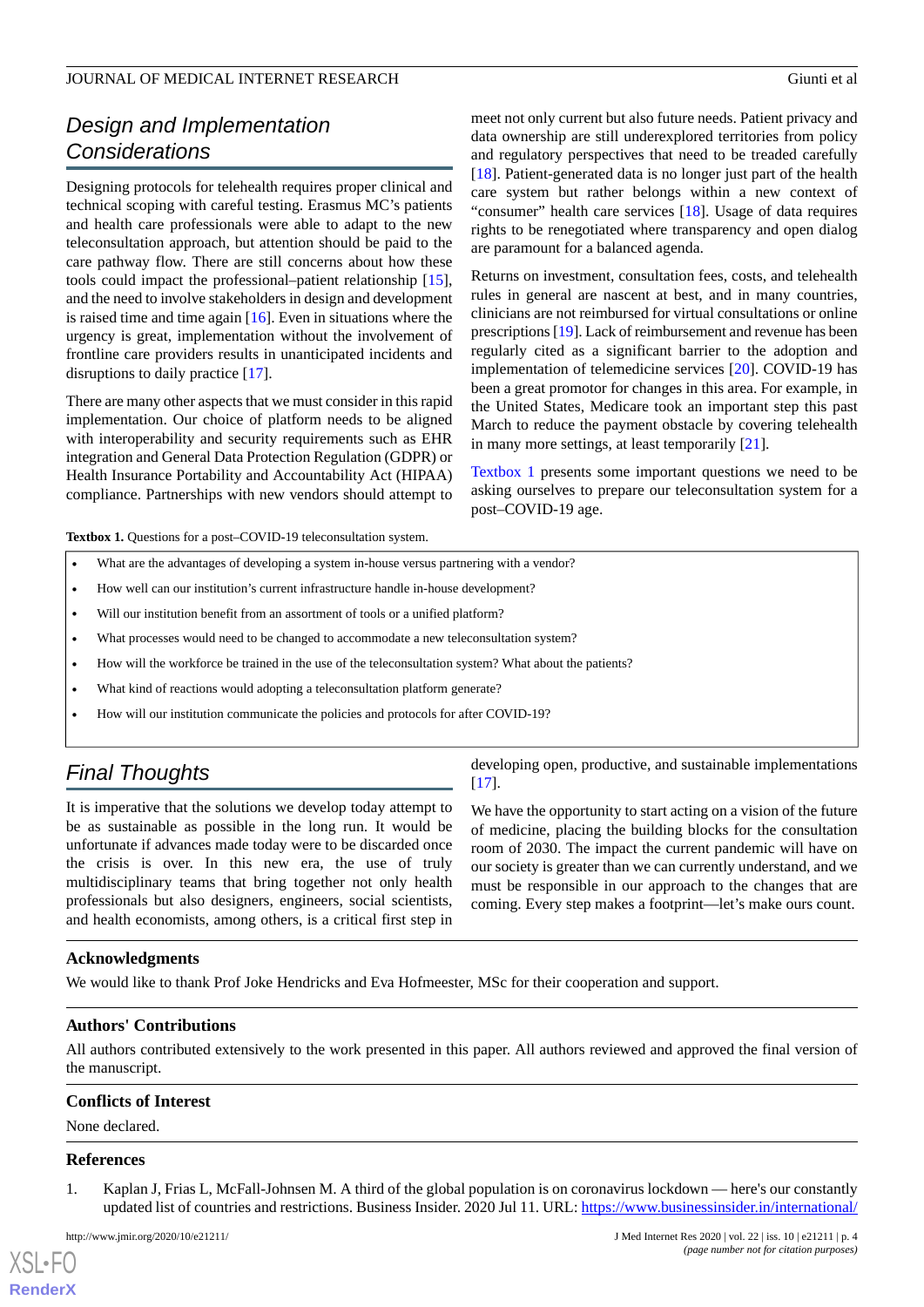## Design and Implementation Considerations

Designing protocols for telehealth requires proper clinical and technical scoping with careful testing. Erasmus MC's patients and health care professionals were able to adapt to the new teleconsultation approach, but attention should be paid to the care pathway flow. There are still concerns about how these tools could impact the professional–patient relationship [15], and the need to involve stakeholders in design and development is raised time and time again [16]. Even in situations where the urgency is great, implementation without the involvement of frontline care providers results in unanticipated incidents and disruptions to daily practice [17].

There are many other aspects that we must consider in this rapid implementation. Our choice of platform needs to be aligned with interoperability and security requirements such as EHR integration and General Data Protection Regulation (GDPR) or Health Insurance Portability and Accountability Act (HIPAA) compliance. Partnerships with new vendors should attempt to meet not only current but also future needs. Patient privacy and data ownership are still underexplored territories from policy and regulatory perspectives that need to be treaded carefully [18]. Patient-generated data is no longer just part of the health care system but rather belongs within a new context of "consumer" health care services [18]. Usage of data requires rights to be renegotiated where transparency and open dialog are paramount for a balanced agenda.

Returns on investment, consultation fees, costs, and telehealth rules in general are nascent at best, and in many countries, clinicians are not reimbursed for virtual consultations or online prescriptions [19]. Lack of reimbursement and revenue has been regularly cited as a significant barrier to the adoption and implementation of telemedicine services [20]. COVID-19 has been a great promotor for changes in this area. For example, in the United States, Medicare took an important step this past March to reduce the payment obstacle by covering telehealth in many more settings, at least temporarily [21].

Textbox 1 presents some important questions we need to be asking ourselves to prepare our teleconsultation system for a post–COVID-19 age.

**Textbox 1.** Questions for a post–COVID-19 teleconsultation system.

- What are the advantages of developing a system in-house versus partnering with a vendor?
- How well can our institution's current infrastructure handle in-house development?
- Will our institution benefit from an assortment of tools or a unified platform?
- What processes would need to be changed to accommodate a new teleconsultation system?
- How will the workforce be trained in the use of the teleconsultation system? What about the patients?
- What kind of reactions would adopting a teleconsultation platform generate?
- How will our institution communicate the policies and protocols for after COVID-19?

## Final Thoughts

It is imperative that the solutions we develop today attempt to be as sustainable as possible in the long run. It would be unfortunate if advances made today were to be discarded once the crisis is over. In this new era, the use of truly multidisciplinary teams that bring together not only health professionals but also designers, engineers, social scientists, and health economists, among others, is a critical first step in developing open, productive, and sustainable implementations [17].

We have the opportunity to start acting on a vision of the future of medicine, placing the building blocks for the consultation room of 2030. The impact the current pandemic will have on our society is greater than we can currently understand, and we must be responsible in our approach to the changes that are coming. Every step makes a footprint—let's make ours count.

### Acknowledgments

We would like to thank Prof Joke Hendricks and Eva Hofmeester, MSc for their cooperation and support.

### Authors' Contributions

All authors contributed extensively to the work presented in this paper. All authors reviewed and approved the final version of the manuscript.

### Conflicts of Interest

None declared.

### References

1. Kaplan J, Frias L, McFall-Johnsen M. A third of the global population is on coronavirus lockdown — here's our constantly updated list of countries and restrictions. Business Insider. 2020 Jul 11. URL: https://www.businessinsider.in/international/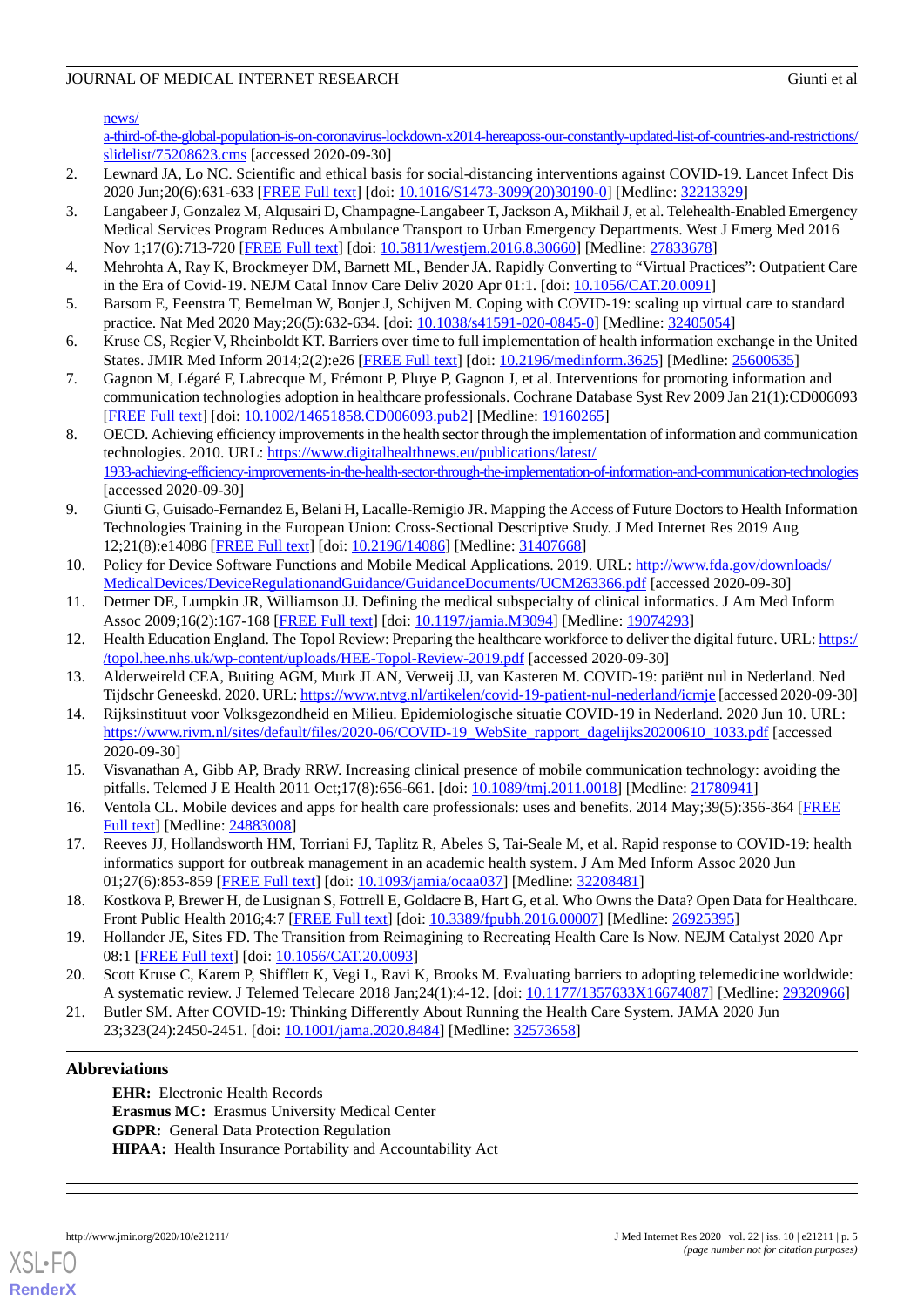news/a-third-of-the-global-population-is-on-coronavirus-lockdown-x2014-hereaposs-our-constantly-updated-list-of-countries-and-restrictions/slidelist/75208623.cms [accessed 2020-09-30]

2. Lewnard JA, Lo NC. Scientific and ethical basis for social-distancing interventions against COVID-19. Lancet Infect Dis 2020 Jun;20(6):631-633 [FREE Full text] [doi: 10.1016/S1473-3099(20)30190-0] [Medline: 32213329]
3. Langabeer J, Gonzalez M, Alqusairi D, Champagne-Langabeer T, Jackson A, Mikhail J, et al. Telehealth-Enabled Emergency Medical Services Program Reduces Ambulance Transport to Urban Emergency Departments. West J Emerg Med 2016 Nov 1;17(6):713-720 [FREE Full text] [doi: 10.5811/westjem.2016.8.30660] [Medline: 27833678]
4. Mehrohta A, Ray K, Brockmeyer DM, Barnett ML, Bender JA. Rapidly Converting to "Virtual Practices": Outpatient Care in the Era of Covid-19. NEJM Catal Innov Care Deliv 2020 Apr 01:1. [doi: 10.1056/CAT.20.0091]
5. Barsom E, Feenstra T, Bemelman W, Bonjer J, Schijven M. Coping with COVID-19: scaling up virtual care to standard practice. Nat Med 2020 May;26(5):632-634. [doi: 10.1038/s41591-020-0845-0] [Medline: 32405054]
6. Kruse CS, Regier V, Rheinboldt KT. Barriers over time to full implementation of health information exchange in the United States. JMIR Med Inform 2014;2(2):e26 [FREE Full text] [doi: 10.2196/medinform.3625] [Medline: 25600635]
7. Gagnon M, Légaré F, Labrecque M, Frémont P, Pluye P, Gagnon J, et al. Interventions for promoting information and communication technologies adoption in healthcare professionals. Cochrane Database Syst Rev 2009 Jan 21(1):CD006093 [FREE Full text] [doi: 10.1002/14651858.CD006093.pub2] [Medline: 19160265]
8. OECD. Achieving efficiency improvements in the health sector through the implementation of information and communication technologies. 2010. URL: https://www.digitalhealthnews.eu/publications/latest/1933-achieving-efficiency-improvements-in-the-health-sector-through-the-implementation-of-information-and-communication-technologies [accessed 2020-09-30]
9. Giunti G, Guisado-Fernandez E, Belani H, Lacalle-Remigio JR. Mapping the Access of Future Doctors to Health Information Technologies Training in the European Union: Cross-Sectional Descriptive Study. J Med Internet Res 2019 Aug 12;21(8):e14086 [FREE Full text] [doi: 10.2196/14086] [Medline: 31407668]
10. Policy for Device Software Functions and Mobile Medical Applications. 2019. URL: http://www.fda.gov/downloads/MedicalDevices/DeviceRegulationandGuidance/GuidanceDocuments/UCM263366.pdf [accessed 2020-09-30]
11. Detmer DE, Lumpkin JR, Williamson JJ. Defining the medical subspecialty of clinical informatics. J Am Med Inform Assoc 2009;16(2):167-168 [FREE Full text] [doi: 10.1197/jamia.M3094] [Medline: 19074293]
12. Health Education England. The Topol Review: Preparing the healthcare workforce to deliver the digital future. URL: https://topol.hee.nhs.uk/wp-content/uploads/HEE-Topol-Review-2019.pdf [accessed 2020-09-30]
13. Alderweireld CEA, Buiting AGM, Murk JLAN, Verweij JJ, van Kasteren M. COVID-19: patiënt nul in Nederland. Ned Tijdschr Geneeskd. 2020. URL: https://www.ntvg.nl/artikelen/covid-19-patient-nul-nederland/icmje [accessed 2020-09-30]
14. Rijksinstituut voor Volksgezondheid en Milieu. Epidemiologische situatie COVID-19 in Nederland. 2020 Jun 10. URL: https://www.rivm.nl/sites/default/files/2020-06/COVID-19_WebSite_rapport_dagelijks20200610_1033.pdf [accessed 2020-09-30]
15. Visvanathan A, Gibb AP, Brady RRW. Increasing clinical presence of mobile communication technology: avoiding the pitfalls. Telemed J E Health 2011 Oct;17(8):656-661. [doi: 10.1089/tmj.2011.0018] [Medline: 21780941]
16. Ventola CL. Mobile devices and apps for health care professionals: uses and benefits. 2014 May;39(5):356-364 [FREE Full text] [Medline: 24883008]
17. Reeves JJ, Hollandsworth HM, Torriani FJ, Taplitz R, Abeles S, Tai-Seale M, et al. Rapid response to COVID-19: health informatics support for outbreak management in an academic health system. J Am Med Inform Assoc 2020 Jun 01;27(6):853-859 [FREE Full text] [doi: 10.1093/jamia/ocaa037] [Medline: 32208481]
18. Kostkova P, Brewer H, de Lusignan S, Fottrell E, Goldacre B, Hart G, et al. Who Owns the Data? Open Data for Healthcare. Front Public Health 2016;4:7 [FREE Full text] [doi: 10.3389/fpubh.2016.00007] [Medline: 26925395]
19. Hollander JE, Sites FD. The Transition from Reimagining to Recreating Health Care Is Now. NEJM Catalyst 2020 Apr 08:1 [FREE Full text] [doi: 10.1056/CAT.20.0093]
20. Scott Kruse C, Karem P, Shifflett K, Vegi L, Ravi K, Brooks M. Evaluating barriers to adopting telemedicine worldwide: A systematic review. J Telemed Telecare 2018 Jan;24(1):4-12. [doi: 10.1177/1357633X16674087] [Medline: 29320966]
21. Butler SM. After COVID-19: Thinking Differently About Running the Health Care System. JAMA 2020 Jun 23;323(24):2450-2451. [doi: 10.1001/jama.2020.8484] [Medline: 32573658]

## Abbreviations

**EHR:** Electronic Health Records
**Erasmus MC:** Erasmus University Medical Center
**GDPR:** General Data Protection Regulation
**HIPAA:** Health Insurance Portability and Accountability Act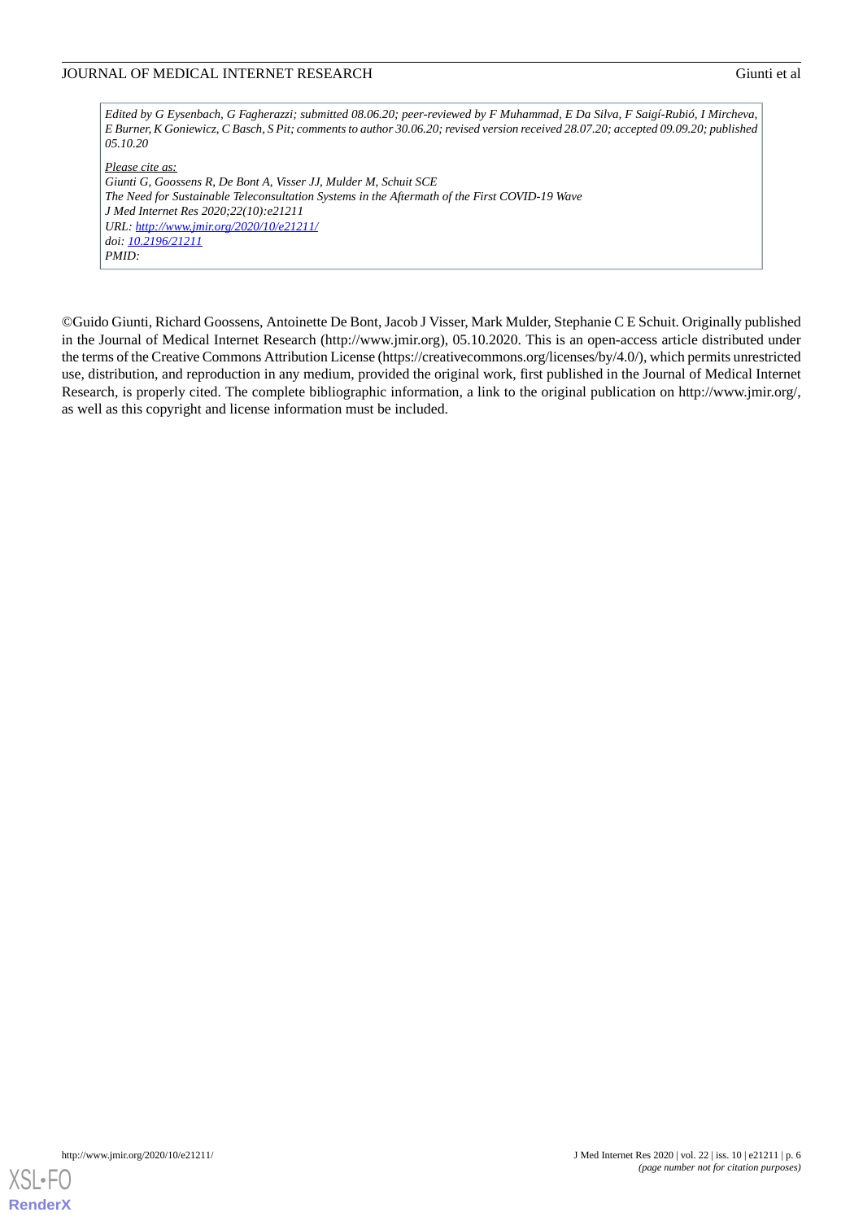*Edited by G Eysenbach, G Fagherazzi; submitted 08.06.20; peer-reviewed by F Muhammad, E Da Silva, F Saigí-Rubió, I Mircheva, E Burner, K Goniewicz, C Basch, S Pit; comments to author 30.06.20; revised version received 28.07.20; accepted 09.09.20; published 05.10.20*

*Please cite as:*
*Giunti G, Goossens R, De Bont A, Visser JJ, Mulder M, Schuit SCE*
*The Need for Sustainable Teleconsultation Systems in the Aftermath of the First COVID-19 Wave*
*J Med Internet Res 2020;22(10):e21211*
*URL: http://www.jmir.org/2020/10/e21211/*
*doi: 10.2196/21211*
*PMID:*

©Guido Giunti, Richard Goossens, Antoinette De Bont, Jacob J Visser, Mark Mulder, Stephanie C E Schuit. Originally published in the Journal of Medical Internet Research (http://www.jmir.org), 05.10.2020. This is an open-access article distributed under the terms of the Creative Commons Attribution License (https://creativecommons.org/licenses/by/4.0/), which permits unrestricted use, distribution, and reproduction in any medium, provided the original work, first published in the Journal of Medical Internet Research, is properly cited. The complete bibliographic information, a link to the original publication on http://www.jmir.org/, as well as this copyright and license information must be included.